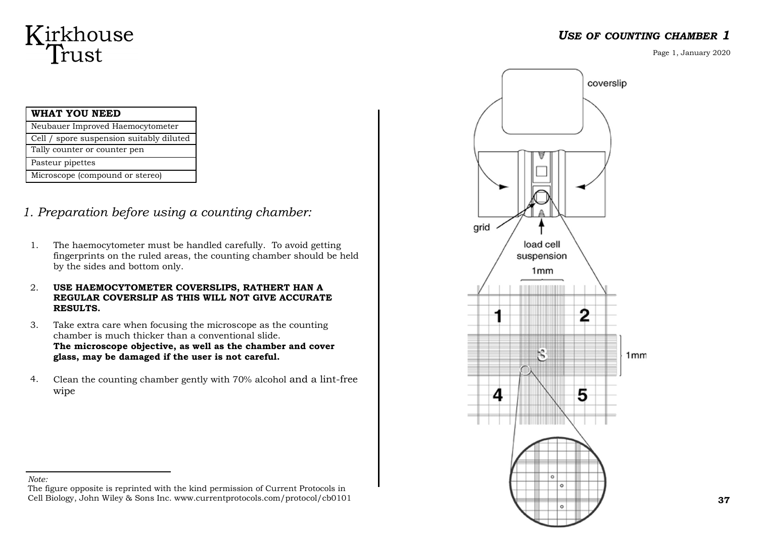# USE OF COUNTING CHAMBER 1

| WHAT YOU NEED |
| --- |
| Neubauer Improved Haemocytometer |
| Cell / spore suspension suitably diluted |
| Tally counter or counter pen |
| Pasteur pipettes |
| Microscope (compound or stereo) |

## *1. Preparation before using a counting chamber:*

1. The haemocytometer must be handled carefully. To avoid getting fingerprints on the ruled areas, the counting chamber should be held by the sides and bottom only.
2. **USE HAEMOCYTOMETER COVERSLIPS, RATHERT HAN A REGULAR COVERSLIP AS THIS WILL NOT GIVE ACCURATE RESULTS.**
3. Take extra care when focusing the microscope as the counting chamber is much thicker than a conventional slide.
   **The microscope objective, as well as the chamber and cover glass, may be damaged if the user is not careful.**
4. Clean the counting chamber gently with 70% alcohol and a lint-free wipe

coverslip

grid

load cell suspension

1mm

1 2 3 4 5

1mm

*Note:*
The figure opposite is reprinted with the kind permission of Current Protocols in Cell Biology, John Wiley & Sons Inc. www.currentprotocols.com/protocol/cb0101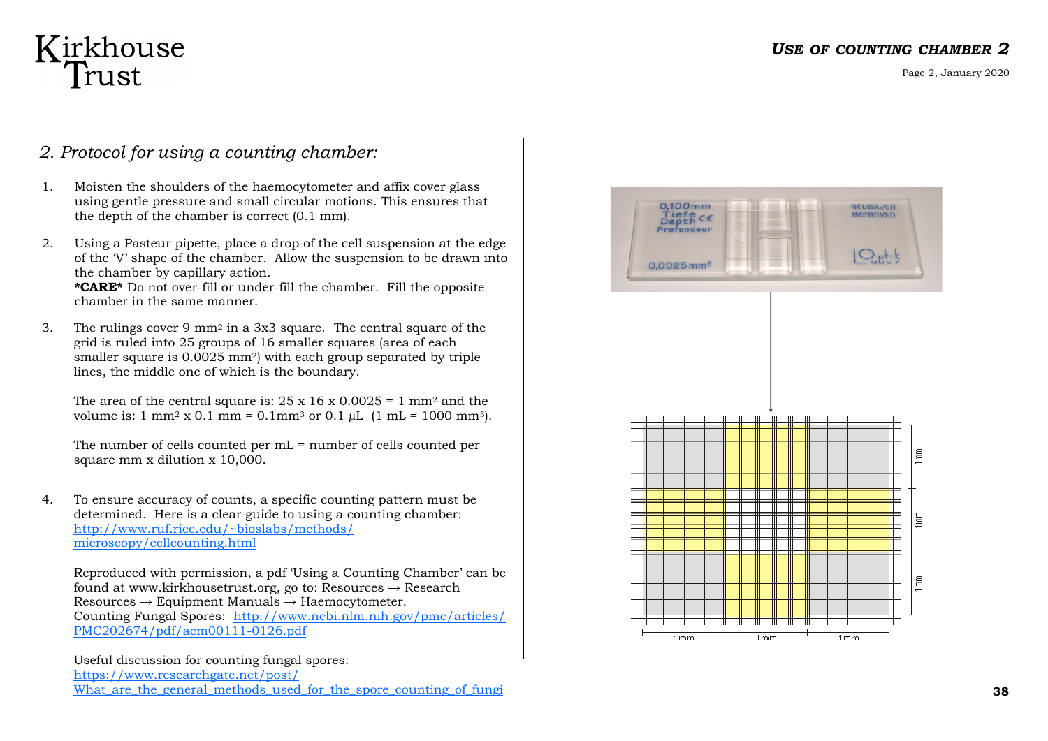## 2. Protocol for using a counting chamber:

1. Moisten the shoulders of the haemocytometer and affix cover glass using gentle pressure and small circular motions. This ensures that the depth of the chamber is correct (0.1 mm).

2. Using a Pasteur pipette, place a drop of the cell suspension at the edge of the 'V' shape of the chamber. Allow the suspension to be drawn into the chamber by capillary action.
   **\*CARE\*** Do not over-fill or under-fill the chamber. Fill the opposite chamber in the same manner.

3. The rulings cover 9 $mm^2$ in a 3x3 square. The central square of the grid is ruled into 25 groups of 16 smaller squares (area of each smaller square is 0.0025 $mm^2$) with each group separated by triple lines, the middle one of which is the boundary.

   The area of the central square is: $25 \times 16 \times 0.0025 = 1$ $mm^2$ and the volume is: 1 $mm^2$ x 0.1 mm = 0.1$mm^3$ or 0.1 μL (1 mL = 1000 $mm^3$).

   The number of cells counted per mL = number of cells counted per square mm x dilution x 10,000.

4. To ensure accuracy of counts, a specific counting pattern must be determined. Here is a clear guide to using a counting chamber: [http://www.ruf.rice.edu/~bioslabs/methods/microscopy/cellcounting.html](http://www.ruf.rice.edu/~bioslabs/methods/microscopy/cellcounting.html)

   Reproduced with permission, a pdf 'Using a Counting Chamber' can be found at www.kirkhousetrust.org, go to: Resources → Research Resources → Equipment Manuals → Haemocytometer.
   Counting Fungal Spores: [http://www.ncbi.nlm.nih.gov/pmc/articles/PMC202674/pdf/aem00111-0126.pdf](http://www.ncbi.nlm.nih.gov/pmc/articles/PMC202674/pdf/aem00111-0126.pdf)

   Useful discussion for counting fungal spores:
   [https://www.researchgate.net/post/What_are_the_general_methods_used_for_the_spore_counting_of_fungi](https://www.researchgate.net/post/What_are_the_general_methods_used_for_the_spore_counting_of_fungi)